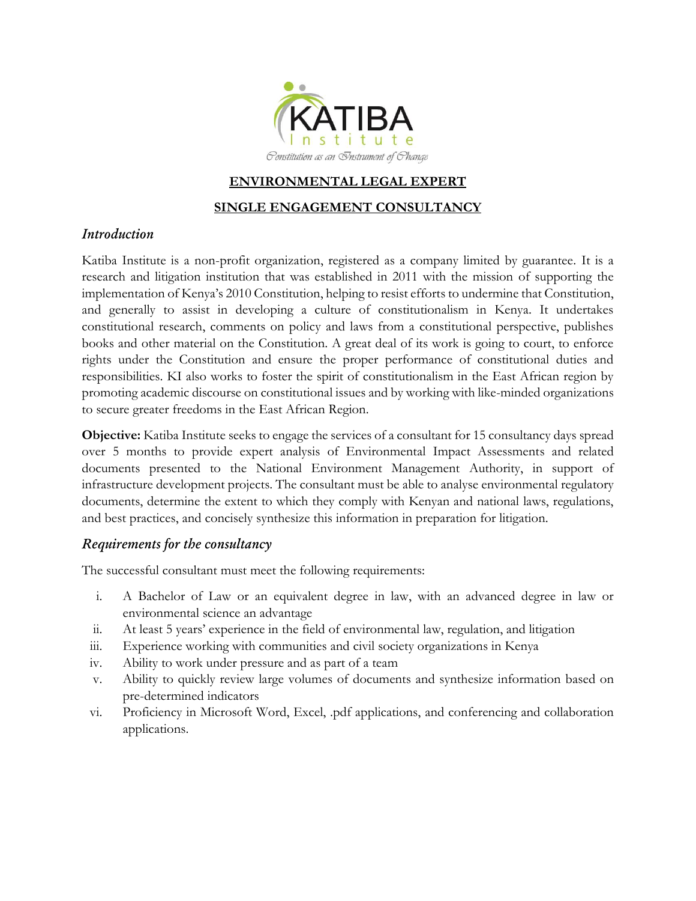KATIBA
Institute
*Constitution as an Instrument of Change*

**ENVIRONMENTAL LEGAL EXPERT**

**SINGLE ENGAGEMENT CONSULTANCY**

## *Introduction*

Katiba Institute is a non-profit organization, registered as a company limited by guarantee. It is a research and litigation institution that was established in 2011 with the mission of supporting the implementation of Kenya's 2010 Constitution, helping to resist efforts to undermine that Constitution, and generally to assist in developing a culture of constitutionalism in Kenya. It undertakes constitutional research, comments on policy and laws from a constitutional perspective, publishes books and other material on the Constitution. A great deal of its work is going to court, to enforce rights under the Constitution and ensure the proper performance of constitutional duties and responsibilities. KI also works to foster the spirit of constitutionalism in the East African region by promoting academic discourse on constitutional issues and by working with like-minded organizations to secure greater freedoms in the East African Region.

**Objective:** Katiba Institute seeks to engage the services of a consultant for 15 consultancy days spread over 5 months to provide expert analysis of Environmental Impact Assessments and related documents presented to the National Environment Management Authority, in support of infrastructure development projects. The consultant must be able to analyse environmental regulatory documents, determine the extent to which they comply with Kenyan and national laws, regulations, and best practices, and concisely synthesize this information in preparation for litigation.

## *Requirements for the consultancy*

The successful consultant must meet the following requirements:

i. A Bachelor of Law or an equivalent degree in law, with an advanced degree in law or environmental science an advantage
ii. At least 5 years' experience in the field of environmental law, regulation, and litigation
iii. Experience working with communities and civil society organizations in Kenya
iv. Ability to work under pressure and as part of a team
v. Ability to quickly review large volumes of documents and synthesize information based on pre-determined indicators
vi. Proficiency in Microsoft Word, Excel, .pdf applications, and conferencing and collaboration applications.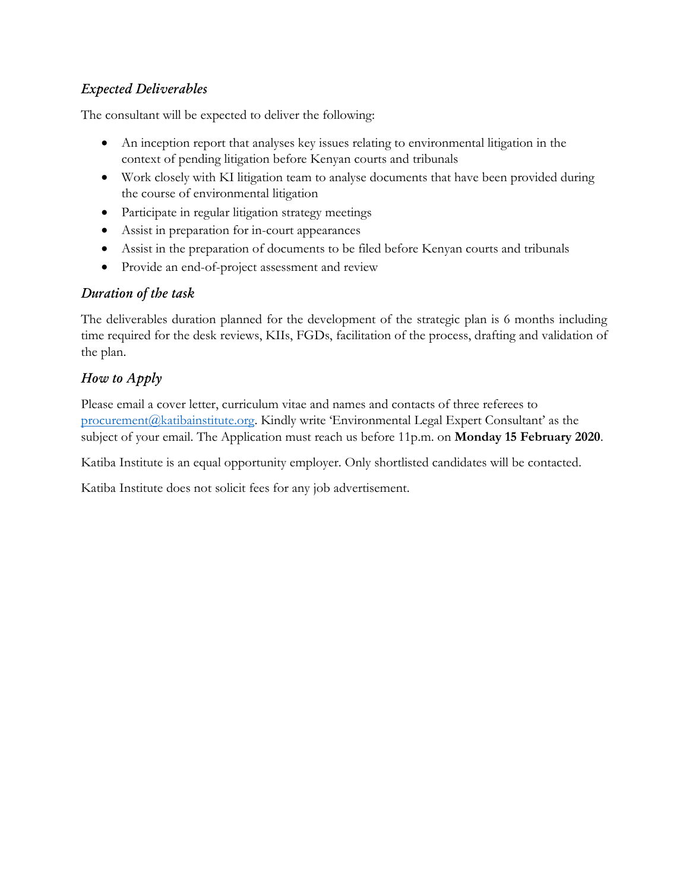### *Expected Deliverables*

The consultant will be expected to deliver the following:

- An inception report that analyses key issues relating to environmental litigation in the context of pending litigation before Kenyan courts and tribunals
- Work closely with KI litigation team to analyse documents that have been provided during the course of environmental litigation
- Participate in regular litigation strategy meetings
- Assist in preparation for in-court appearances
- Assist in the preparation of documents to be filed before Kenyan courts and tribunals
- Provide an end-of-project assessment and review

### *Duration of the task*

The deliverables duration planned for the development of the strategic plan is 6 months including time required for the desk reviews, KIIs, FGDs, facilitation of the process, drafting and validation of the plan.

### *How to Apply*

Please email a cover letter, curriculum vitae and names and contacts of three referees to procurement@katibainstitute.org. Kindly write 'Environmental Legal Expert Consultant' as the subject of your email. The Application must reach us before 11p.m. on **Monday 15 February 2020**.

Katiba Institute is an equal opportunity employer. Only shortlisted candidates will be contacted.

Katiba Institute does not solicit fees for any job advertisement.